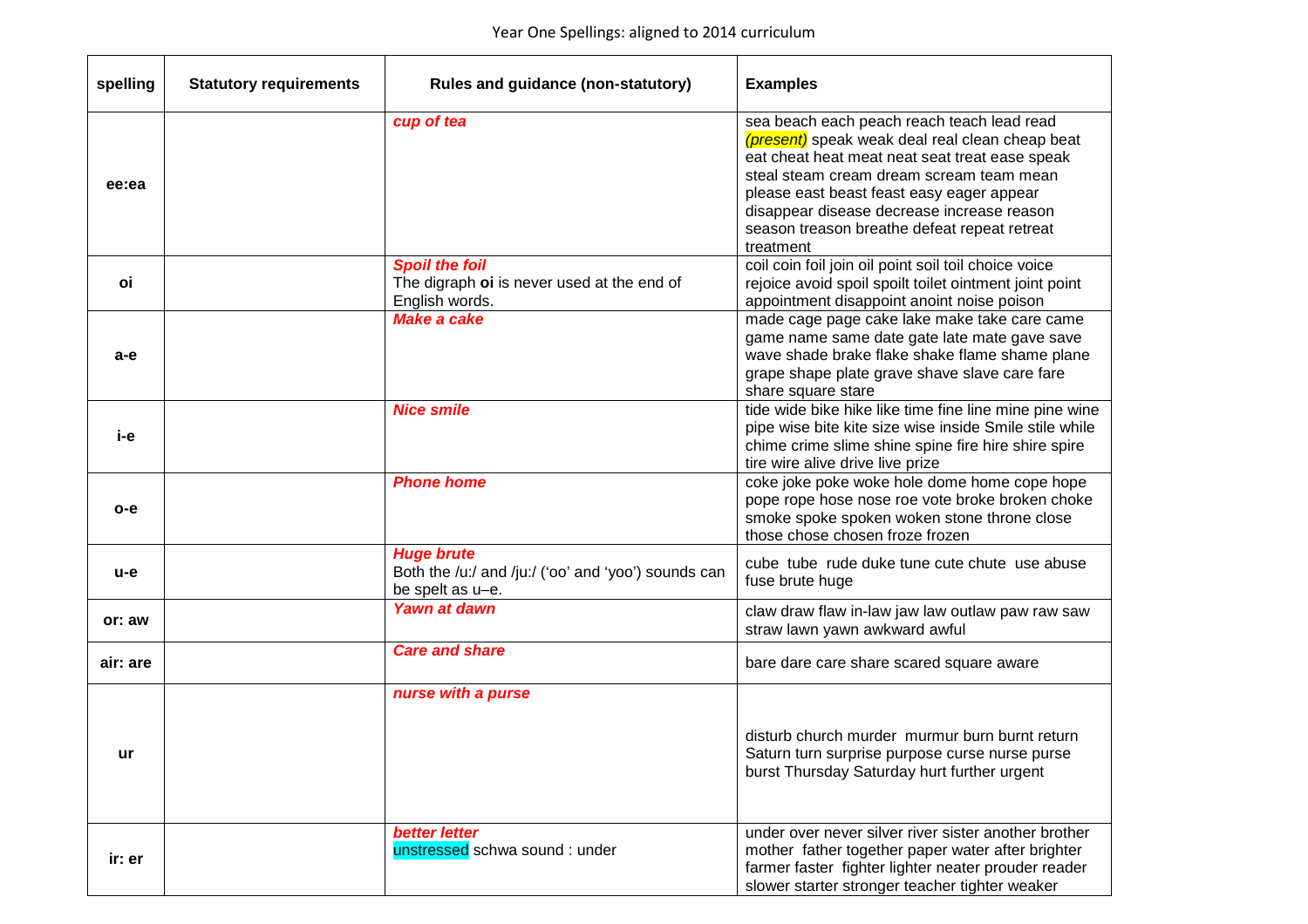Year One Spellings: aligned to 2014 curriculum

| spelling | Statutory requirements | Rules and guidance (non-statutory) | Examples |
|---|---|---|---|
| ee:ea | | ***cup of tea*** | sea beach each peach reach teach lead read *(present)* speak weak deal real clean cheap beat eat cheat heat meat neat seat treat ease speak steal steam cream dream scream team mean please east beast feast easy eager appear disappear disease decrease increase reason season treason breathe defeat repeat retreat treatment |
| oi | | ***Spoil the foil*** The digraph **oi** is never used at the end of English words. | coil coin foil join oil point soil toil choice voice rejoice avoid spoil spoilt toilet ointment joint point appointment disappoint anoint noise poison |
| a-e | | ***Make a cake*** | made cage page cake lake make take care came game name same date gate late mate gave save wave shade brake flake shake flame shame plane grape shape plate grave shave slave care fare share square stare |
| i-e | | ***Nice smile*** | tide wide bike hike like time fine line mine pine wine pipe wise bite kite size wise inside Smile stile while chime crime slime shine spine fire hire shire spire tire wire alive drive live prize |
| o-e | | ***Phone home*** | coke joke poke woke hole dome home cope hope pope rope hose nose roe vote broke broken choke smoke spoke spoken woken stone throne close those chose chosen froze frozen |
| u-e | | ***Huge brute*** Both the /u:/ and /ju:/ ('oo' and 'yoo') sounds can be spelt as u–e. | cube tube rude duke tune cute chute use abuse fuse brute huge |
| or: aw | | ***Yawn at dawn*** | claw draw flaw in-law jaw law outlaw paw raw saw straw lawn yawn awkward awful |
| air: are | | ***Care and share*** | bare dare care share scared square aware |
| ur | | ***nurse with a purse*** | disturb church murder murmur burn burnt return Saturn turn surprise purpose curse nurse purse burst Thursday Saturday hurt further urgent |
| ir: er | | ***better letter*** unstressed schwa sound : under | under over never silver river sister another brother mother father together paper water after brighter farmer faster fighter lighter neater prouder reader slower starter stronger teacher tighter weaker |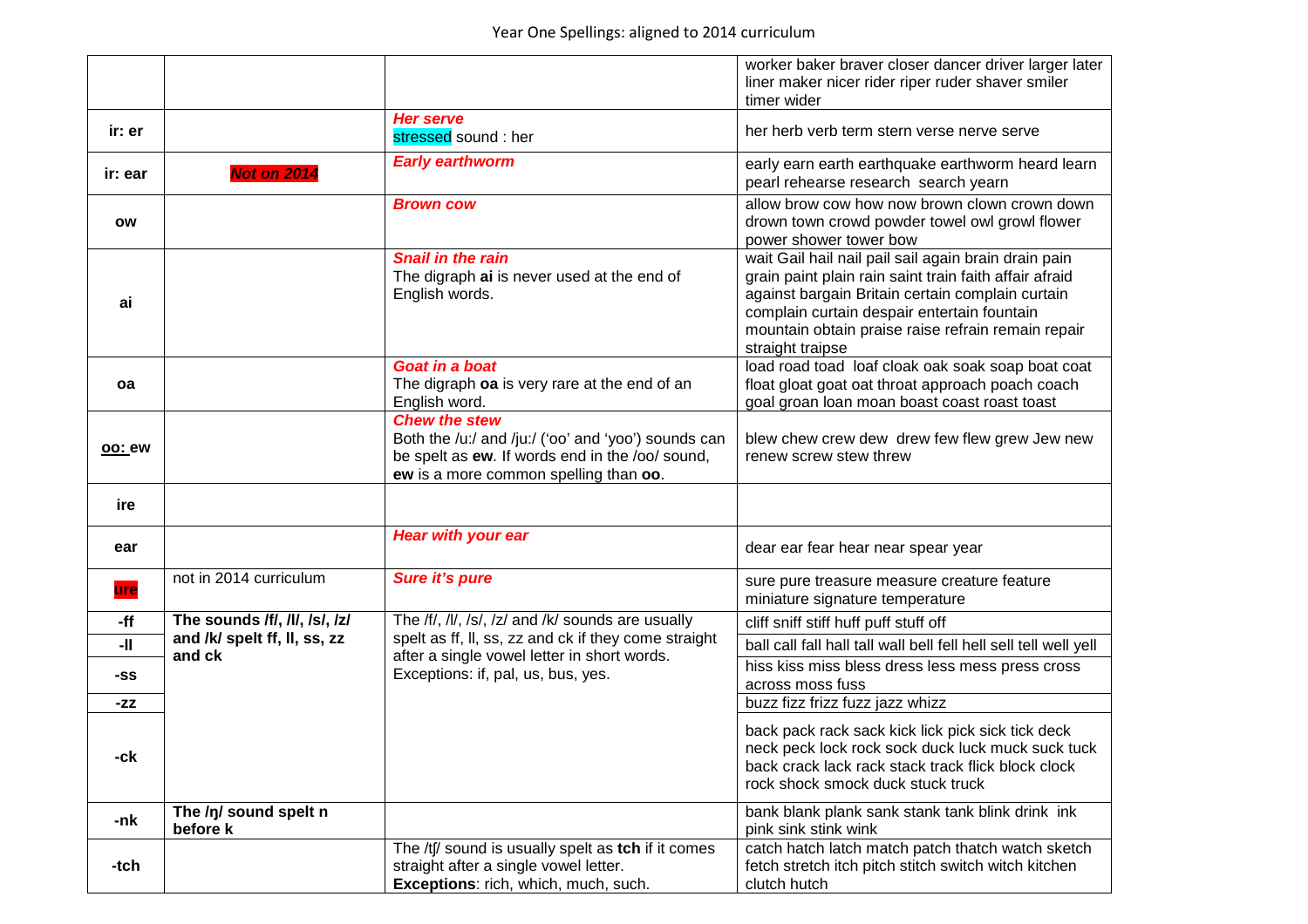Year One Spellings: aligned to 2014 curriculum

| | | | |
|---|---|---|---|
| | | | worker baker braver closer dancer driver larger later liner maker nicer rider riper ruder shaver smiler timer wider |
| **ir: er** | | ***Her serve*** stressed sound : her | her herb verb term stern verse nerve serve |
| **ir: ear** | ***Not on 2014*** | ***Early earthworm*** | early earn earth earthquake earthworm heard learn pearl rehearse research search yearn |
| **ow** | | ***Brown cow*** | allow brow cow how now brown clown crown down drown town crowd powder towel owl growl flower power shower tower bow |
| **ai** | | ***Snail in the rain*** The digraph **ai** is never used at the end of English words. | wait Gail hail nail pail sail again brain drain pain grain paint plain rain saint train faith affair afraid against bargain Britain certain complain curtain complain curtain despair entertain fountain mountain obtain praise raise refrain remain repair straight traipse |
| **oa** | | ***Goat in a boat*** The digraph **oa** is very rare at the end of an English word. | load road toad loaf cloak oak soak soap boat coat float gloat goat oat throat approach poach coach goal groan loan moan boast coast roast toast |
| **oo: ew** | | ***Chew the stew*** Both the /u:/ and /ju:/ ('oo' and 'yoo') sounds can be spelt as **ew**. If words end in the /oo/ sound, **ew** is a more common spelling than **oo**. | blew chew crew dew drew few flew grew Jew new renew screw stew threw |
| **ire** | | | |
| **ear** | | ***Hear with your ear*** | dear ear fear hear near spear year |
| **ure** | not in 2014 curriculum | ***Sure it's pure*** | sure pure treasure measure creature feature miniature signature temperature |
| **-ff** | **The sounds /f/, /l/, /s/, /z/ and /k/ spelt ff, ll, ss, zz and ck** | The /f/, /l/, /s/, /z/ and /k/ sounds are usually spelt as ff, ll, ss, zz and ck if they come straight after a single vowel letter in short words. Exceptions: if, pal, us, bus, yes. | cliff sniff stiff huff puff stuff off |
| **-ll** | | | ball call fall hall tall wall bell fell hell sell tell well yell |
| **-ss** | | | hiss kiss miss bless dress less mess press cross across moss fuss |
| **-zz** | | | buzz fizz frizz fuzz jazz whizz |
| **-ck** | | | back pack rack sack kick lick pick sick tick deck neck peck lock rock sock duck luck muck suck tuck back crack lack rack stack track flick block clock rock shock smock duck stuck truck |
| **-nk** | **The /ŋ/ sound spelt n before k** | | bank blank plank sank stank tank blink drink ink pink sink stink wink |
| **-tch** | | The /tʃ/ sound is usually spelt as **tch** if it comes straight after a single vowel letter. **Exceptions**: rich, which, much, such. | catch hatch latch match patch thatch watch sketch fetch stretch itch pitch stitch switch witch kitchen clutch hutch |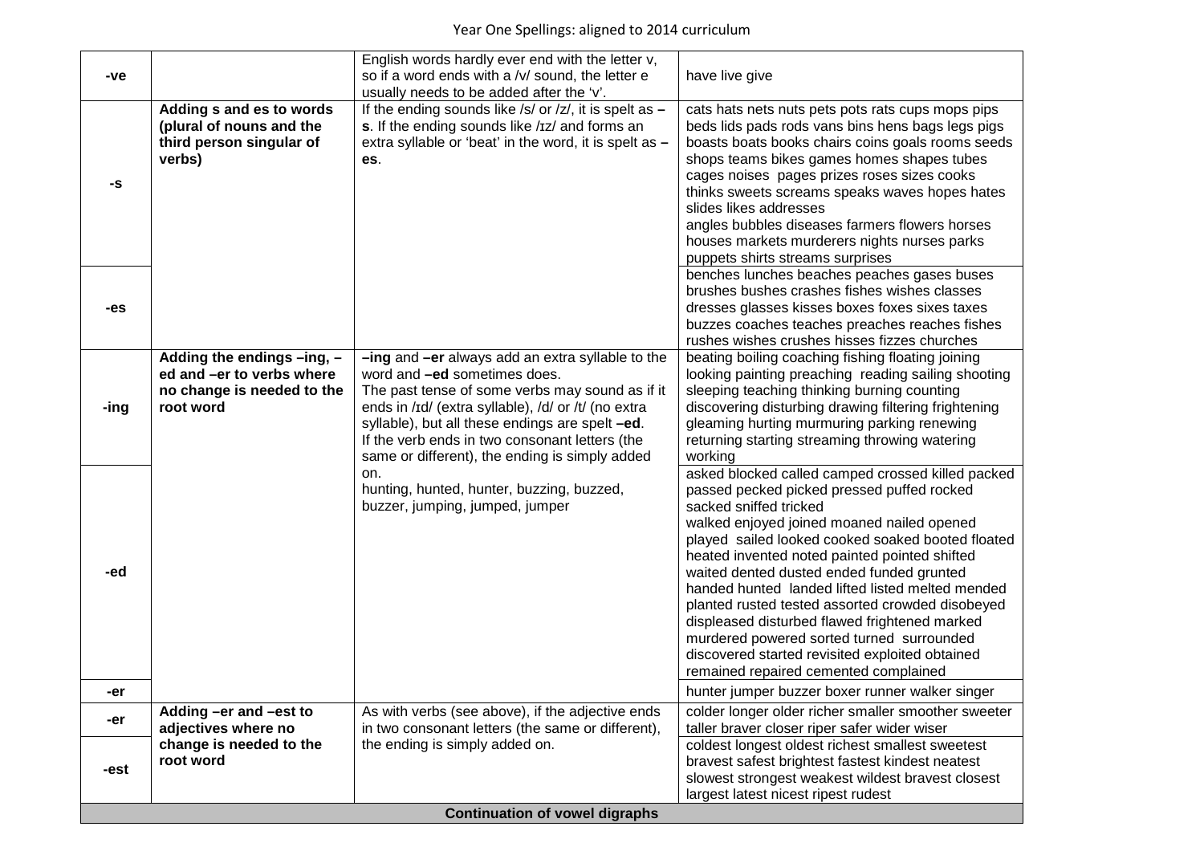| -ve | | English words hardly ever end with the letter v, so if a word ends with a /v/ sound, the letter e usually needs to be added after the 'v'. | have live give |
|---|---|---|---|
| -s | **Adding s and es to words (plural of nouns and the third person singular of verbs)** | If the ending sounds like /s/ or /z/, it is spelt as **–s**. If the ending sounds like /ɪz/ and forms an extra syllable or 'beat' in the word, it is spelt as **–es**. | cats hats nets nuts pets pots rats cups mops pips beds lids pads rods vans bins hens bags legs pigs boasts boats books chairs coins goals rooms seeds shops teams bikes games homes shapes tubes cages noises pages prizes roses sizes cooks thinks sweets screams speaks waves hopes hates slides likes addresses angles bubbles diseases farmers flowers horses houses markets murderers nights nurses parks puppets shirts streams surprises |
| -es | | | benches lunches beaches peaches gases buses brushes bushes crashes fishes wishes classes dresses glasses kisses boxes foxes sixes taxes buzzes coaches teaches preaches reaches fishes rushes wishes crushes hisses fizzes churches |
| -ing | **Adding the endings –ing, –ed and –er to verbs where no change is needed to the root word** | **–ing** and **–er** always add an extra syllable to the word and **–ed** sometimes does. The past tense of some verbs may sound as if it ends in /ɪd/ (extra syllable), /d/ or /t/ (no extra syllable), but all these endings are spelt **–ed**. If the verb ends in two consonant letters (the same or different), the ending is simply added on. hunting, hunted, hunter, buzzing, buzzed, buzzer, jumping, jumped, jumper | beating boiling coaching fishing floating joining looking painting preaching reading sailing shooting sleeping teaching thinking burning counting discovering disturbing drawing filtering frightening gleaming hurting murmuring parking renewing returning starting streaming throwing watering working |
| -ed | | | asked blocked called camped crossed killed packed passed pecked picked pressed puffed rocked sacked sniffed tricked walked enjoyed joined moaned nailed opened played sailed looked cooked soaked booted floated heated invented noted painted pointed shifted waited dented dusted ended funded grunted handed hunted landed lifted listed melted mended planted rusted tested assorted crowded disobeyed displeased disturbed flawed frightened marked murdered powered sorted turned surrounded discovered started revisited exploited obtained remained repaired cemented complained |
| -er | | | hunter jumper buzzer boxer runner walker singer |
| -er | **Adding –er and –est to adjectives where no change is needed to the root word** | As with verbs (see above), if the adjective ends in two consonant letters (the same or different), the ending is simply added on. | colder longer older richer smaller smoother sweeter taller braver closer riper safer wider wiser |
| -est | | | coldest longest oldest richest smallest sweetest bravest safest brightest fastest kindest neatest slowest strongest weakest wildest bravest closest largest latest nicest ripest rudest |
| **Continuation of vowel digraphs** | | | |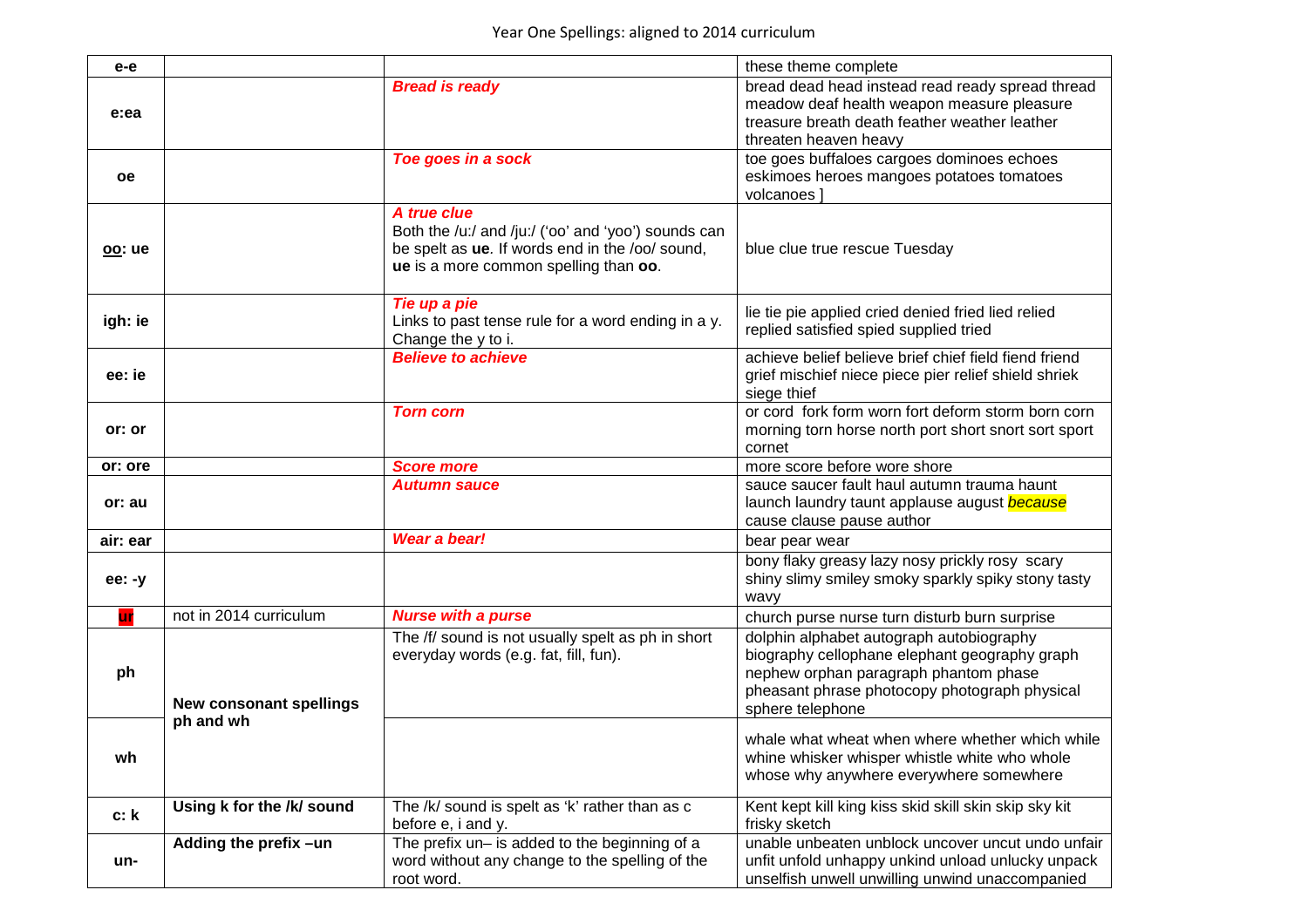Year One Spellings: aligned to 2014 curriculum

| | | | |
|---|---|---|---|
| **e-e** | | | these theme complete |
| **e:ea** | | ***Bread is ready*** | bread dead head instead read ready spread thread meadow deaf health weapon measure pleasure treasure breath death feather weather leather threaten heaven heavy |
| **oe** | | ***Toe goes in a sock*** | toe goes buffaloes cargoes dominoes echoes eskimoes heroes mangoes potatoes tomatoes volcanoes ] |
| **oo: ue** | | ***A true clue*** Both the /u:/ and /ju:/ ('oo' and 'yoo') sounds can be spelt as **ue**. If words end in the /oo/ sound, **ue** is a more common spelling than **oo**. | blue clue true rescue Tuesday |
| **igh: ie** | | ***Tie up a pie*** Links to past tense rule for a word ending in a y. Change the y to i. | lie tie pie applied cried denied fried lied relied replied satisfied spied supplied tried |
| **ee: ie** | | ***Believe to achieve*** | achieve belief believe brief chief field fiend friend grief mischief niece piece pier relief shield shriek siege thief |
| **or: or** | | ***Torn corn*** | or cord fork form worn fort deform storm born corn morning torn horse north port short snort sort sport cornet |
| **or: ore** | | ***Score more*** | more score before wore shore |
| **or: au** | | ***Autumn sauce*** | sauce saucer fault haul autumn trauma haunt launch laundry taunt applause august ***because*** cause clause pause author |
| **air: ear** | | ***Wear a bear!*** | bear pear wear |
| **ee: -y** | | | bony flaky greasy lazy nosy prickly rosy scary shiny slimy smiley smoky sparkly spiky stony tasty wavy |
| **ur** | not in 2014 curriculum | ***Nurse with a purse*** | church purse nurse turn disturb burn surprise |
| **ph** | **New consonant spellings ph and wh** | The /f/ sound is not usually spelt as ph in short everyday words (e.g. fat, fill, fun). | dolphin alphabet autograph autobiography biography cellophane elephant geography graph nephew orphan paragraph phantom phase pheasant phrase photocopy photograph physical sphere telephone |
| **wh** | | | whale what wheat when where whether which while whine whisker whisper whistle white who whole whose why anywhere everywhere somewhere |
| **c: k** | **Using k for the /k/ sound** | The /k/ sound is spelt as 'k' rather than as c before e, i and y. | Kent kept kill king kiss skid skill skin skip sky kit frisky sketch |
| **un-** | **Adding the prefix –un** | The prefix un– is added to the beginning of a word without any change to the spelling of the root word. | unable unbeaten unblock uncover uncut undo unfair unfit unfold unhappy unkind unload unlucky unpack unselfish unwell unwilling unwind unaccompanied |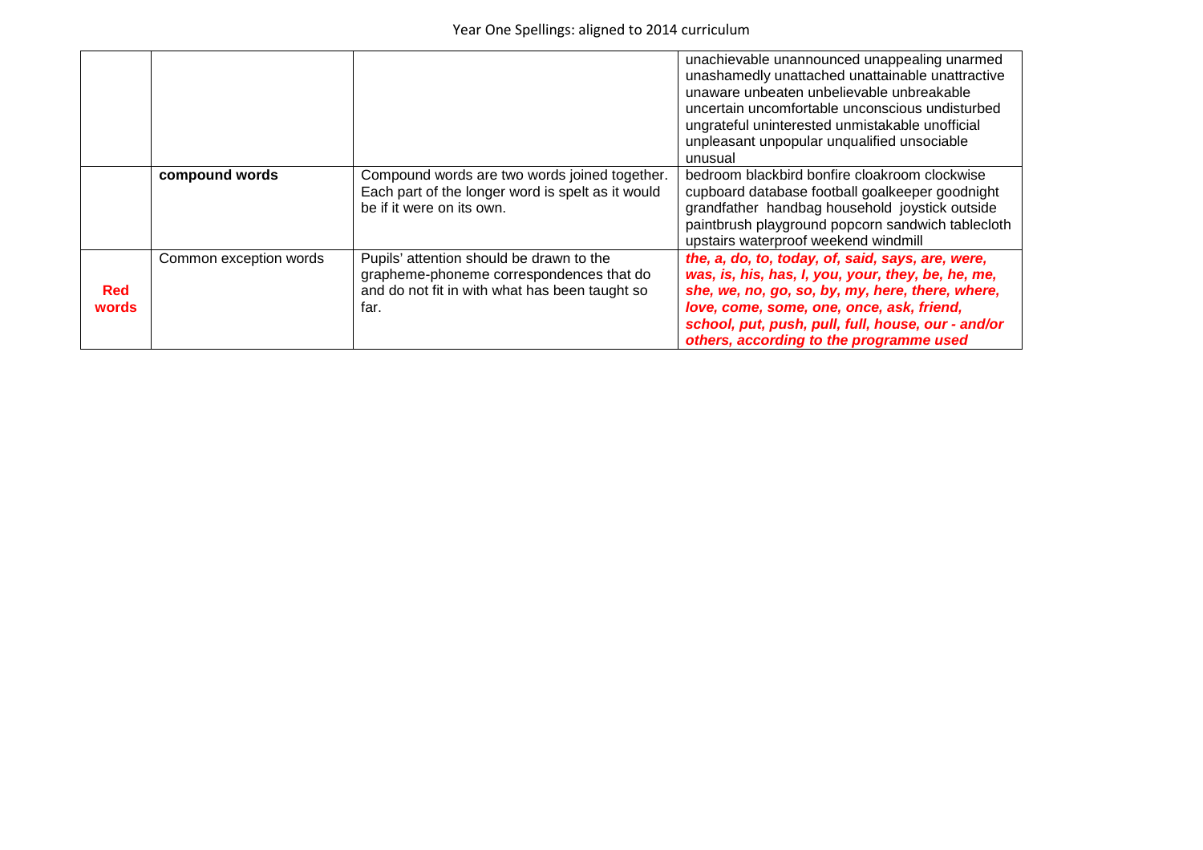| | | | |
|---|---|---|---|
| | | | unachievable unannounced unappealing unarmed unashamedly unattached unattainable unattractive unaware unbeaten unbelievable unbreakable uncertain uncomfortable unconscious undisturbed ungrateful uninterested unmistakable unofficial unpleasant unpopular unqualified unsociable unusual |
| | **compound words** | Compound words are two words joined together. Each part of the longer word is spelt as it would be if it were on its own. | bedroom blackbird bonfire cloakroom clockwise cupboard database football goalkeeper goodnight grandfather handbag household joystick outside paintbrush playground popcorn sandwich tablecloth upstairs waterproof weekend windmill |
| **Red words** | Common exception words | Pupils' attention should be drawn to the grapheme-phoneme correspondences that do and do not fit in with what has been taught so far. | ***the, a, do, to, today, of, said, says, are, were, was, is, his, has, I, you, your, they, be, he, me, she, we, no, go, so, by, my, here, there, where, love, come, some, one, once, ask, friend, school, put, push, pull, full, house, our - and/or others, according to the programme used*** |